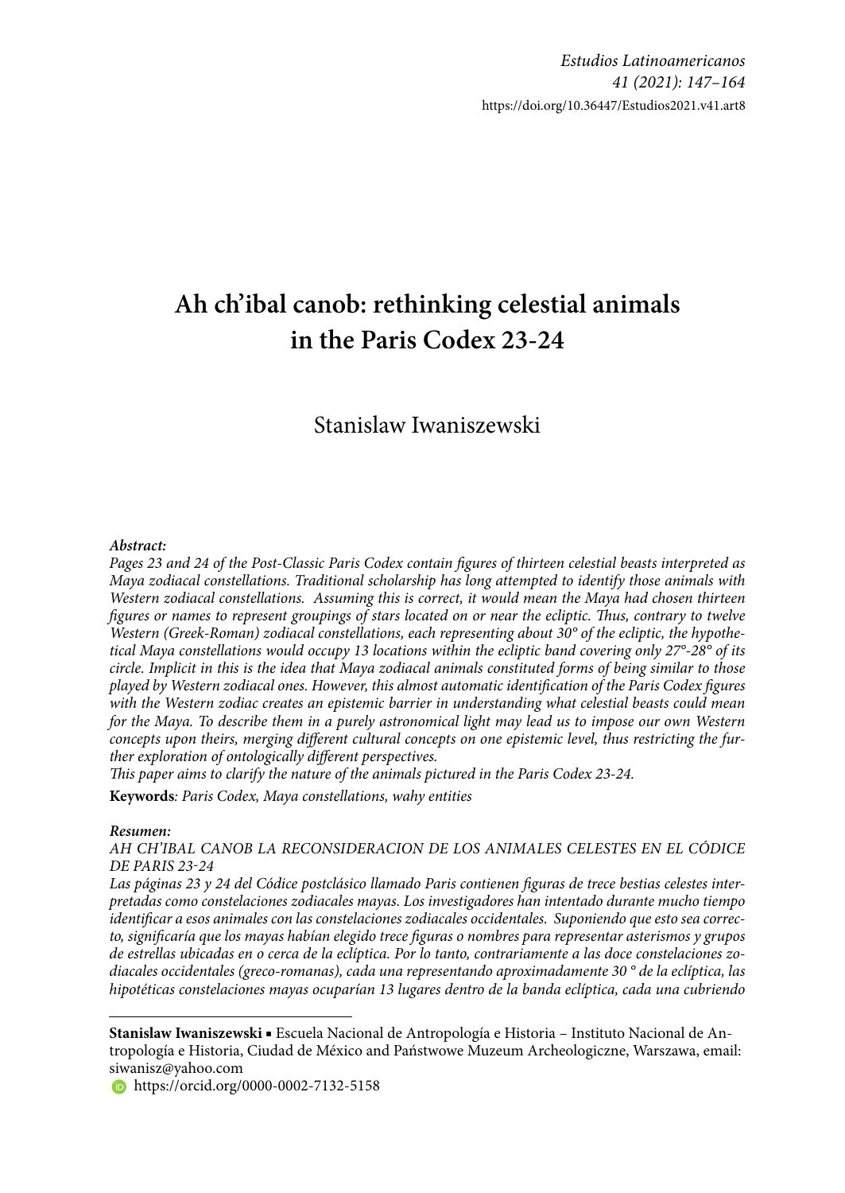*Estudios Latinoamericanos*
*41 (2021): 147–164*
https://doi.org/10.36447/Estudios2021.v41.art8

# Ah ch'ibal canob: rethinking celestial animals in the Paris Codex 23-24

## Stanislaw Iwaniszewski

***Abstract:***

*Pages 23 and 24 of the Post-Classic Paris Codex contain figures of thirteen celestial beasts interpreted as Maya zodiacal constellations. Traditional scholarship has long attempted to identify those animals with Western zodiacal constellations. Assuming this is correct, it would mean the Maya had chosen thirteen figures or names to represent groupings of stars located on or near the ecliptic. Thus, contrary to twelve Western (Greek-Roman) zodiacal constellations, each representing about 30° of the ecliptic, the hypothetical Maya constellations would occupy 13 locations within the ecliptic band covering only 27°-28° of its circle. Implicit in this is the idea that Maya zodiacal animals constituted forms of being similar to those played by Western zodiacal ones. However, this almost automatic identification of the Paris Codex figures with the Western zodiac creates an epistemic barrier in understanding what celestial beasts could mean for the Maya. To describe them in a purely astronomical light may lead us to impose our own Western concepts upon theirs, merging different cultural concepts on one epistemic level, thus restricting the further exploration of ontologically different perspectives.*

*This paper aims to clarify the nature of the animals pictured in the Paris Codex 23-24.*

**Keywords**: *Paris Codex, Maya constellations, wahy entities*

***Resumen:***

*AH CH'IBAL CANOB LA RECONSIDERACION DE LOS ANIMALES CELESTES EN EL CÓDICE DE PARIS 23-24*

*Las páginas 23 y 24 del Códice postclásico llamado Paris contienen figuras de trece bestias celestes interpretadas como constelaciones zodiacales mayas. Los investigadores han intentado durante mucho tiempo identificar a esos animales con las constelaciones zodiacales occidentales. Suponiendo que esto sea correcto, significaría que los mayas habían elegido trece figuras o nombres para representar asterismos y grupos de estrellas ubicadas en o cerca de la eclíptica. Por lo tanto, contrariamente a las doce constelaciones zodiacales occidentales (greco-romanas), cada una representando aproximadamente 30 ° de la eclíptica, las hipotéticas constelaciones mayas ocuparían 13 lugares dentro de la banda eclíptica, cada una cubriendo*

---

**Stanislaw Iwaniszewski** ▪ Escuela Nacional de Antropología e Historia – Instituto Nacional de Antropología e Historia, Ciudad de México and Państwowe Muzeum Archeologiczne, Warszawa, email: siwanisz@yahoo.com

https://orcid.org/0000-0002-7132-5158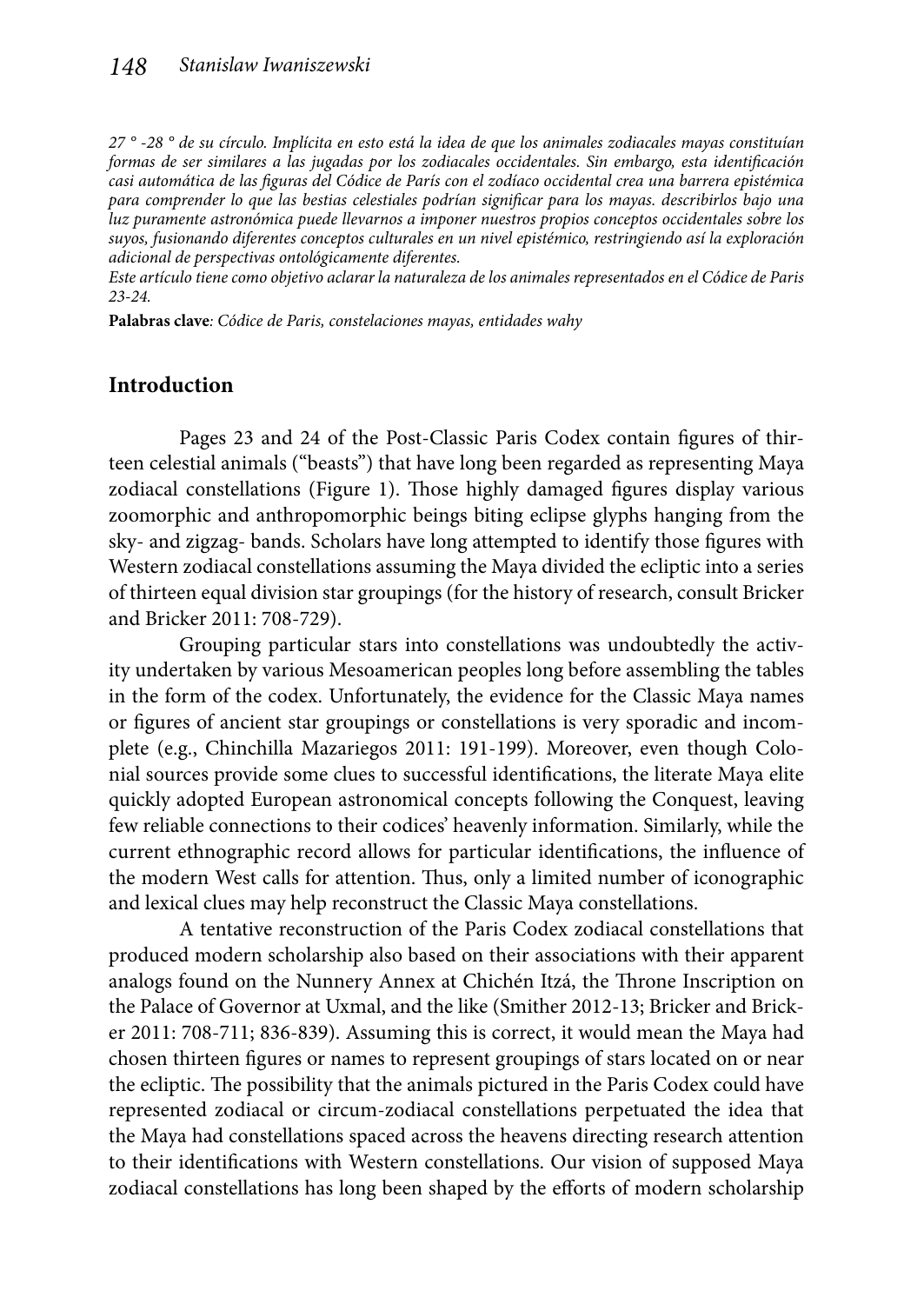*27 ° -28 ° de su círculo. Implícita en esto está la idea de que los animales zodiacales mayas constituían formas de ser similares a las jugadas por los zodiacales occidentales. Sin embargo, esta identificación casi automática de las figuras del Códice de París con el zodíaco occidental crea una barrera epistémica para comprender lo que las bestias celestiales podrían significar para los mayas. describirlos bajo una luz puramente astronómica puede llevarnos a imponer nuestros propios conceptos occidentales sobre los suyos, fusionando diferentes conceptos culturales en un nivel epistémico, restringiendo así la exploración adicional de perspectivas ontológicamente diferentes.*

*Este artículo tiene como objetivo aclarar la naturaleza de los animales representados en el Códice de Paris 23-24.*

**Palabras clave***: Códice de Paris, constelaciones mayas, entidades wahy*

## Introduction

Pages 23 and 24 of the Post-Classic Paris Codex contain figures of thirteen celestial animals ("beasts") that have long been regarded as representing Maya zodiacal constellations (Figure 1). Those highly damaged figures display various zoomorphic and anthropomorphic beings biting eclipse glyphs hanging from the sky- and zigzag- bands. Scholars have long attempted to identify those figures with Western zodiacal constellations assuming the Maya divided the ecliptic into a series of thirteen equal division star groupings (for the history of research, consult Bricker and Bricker 2011: 708-729).

Grouping particular stars into constellations was undoubtedly the activity undertaken by various Mesoamerican peoples long before assembling the tables in the form of the codex. Unfortunately, the evidence for the Classic Maya names or figures of ancient star groupings or constellations is very sporadic and incomplete (e.g., Chinchilla Mazariegos 2011: 191-199). Moreover, even though Colonial sources provide some clues to successful identifications, the literate Maya elite quickly adopted European astronomical concepts following the Conquest, leaving few reliable connections to their codices' heavenly information. Similarly, while the current ethnographic record allows for particular identifications, the influence of the modern West calls for attention. Thus, only a limited number of iconographic and lexical clues may help reconstruct the Classic Maya constellations.

A tentative reconstruction of the Paris Codex zodiacal constellations that produced modern scholarship also based on their associations with their apparent analogs found on the Nunnery Annex at Chichén Itzá, the Throne Inscription on the Palace of Governor at Uxmal, and the like (Smither 2012-13; Bricker and Bricker 2011: 708-711; 836-839). Assuming this is correct, it would mean the Maya had chosen thirteen figures or names to represent groupings of stars located on or near the ecliptic. The possibility that the animals pictured in the Paris Codex could have represented zodiacal or circum-zodiacal constellations perpetuated the idea that the Maya had constellations spaced across the heavens directing research attention to their identifications with Western constellations. Our vision of supposed Maya zodiacal constellations has long been shaped by the efforts of modern scholarship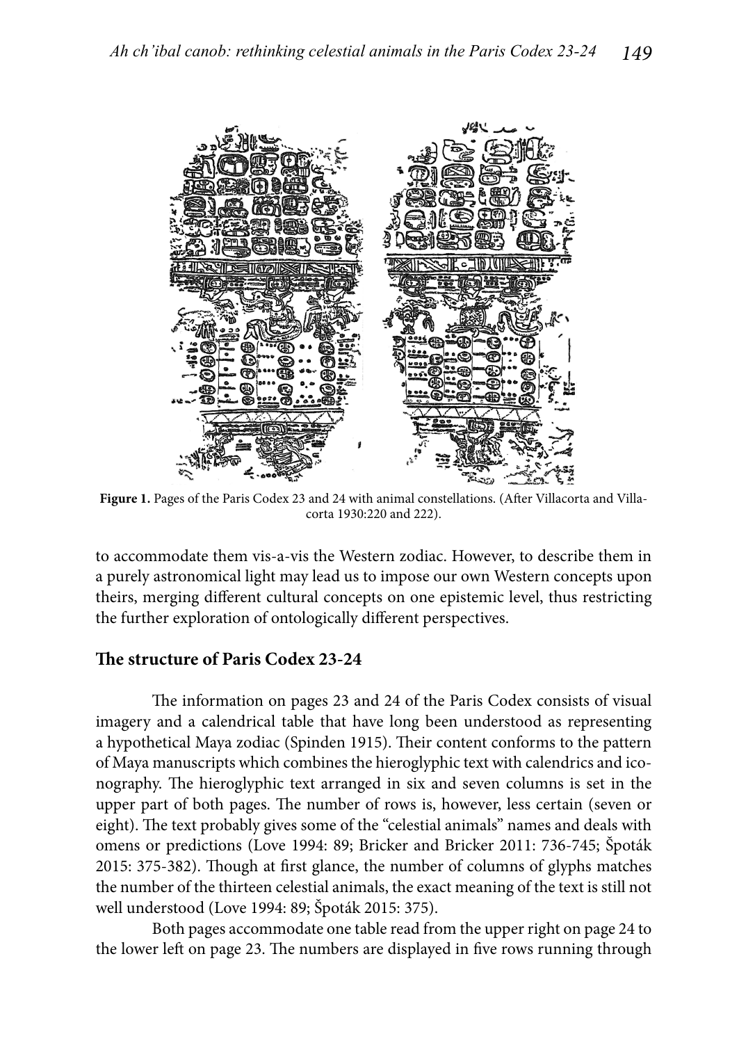**Figure 1.** Pages of the Paris Codex 23 and 24 with animal constellations. (After Villacorta and Villacorta 1930:220 and 222).

to accommodate them vis-a-vis the Western zodiac. However, to describe them in a purely astronomical light may lead us to impose our own Western concepts upon theirs, merging different cultural concepts on one epistemic level, thus restricting the further exploration of ontologically different perspectives.

## The structure of Paris Codex 23-24

The information on pages 23 and 24 of the Paris Codex consists of visual imagery and a calendrical table that have long been understood as representing a hypothetical Maya zodiac (Spinden 1915). Their content conforms to the pattern of Maya manuscripts which combines the hieroglyphic text with calendrics and iconography. The hieroglyphic text arranged in six and seven columns is set in the upper part of both pages. The number of rows is, however, less certain (seven or eight). The text probably gives some of the "celestial animals" names and deals with omens or predictions (Love 1994: 89; Bricker and Bricker 2011: 736-745; Špoták 2015: 375-382). Though at first glance, the number of columns of glyphs matches the number of the thirteen celestial animals, the exact meaning of the text is still not well understood (Love 1994: 89; Špoták 2015: 375).

Both pages accommodate one table read from the upper right on page 24 to the lower left on page 23. The numbers are displayed in five rows running through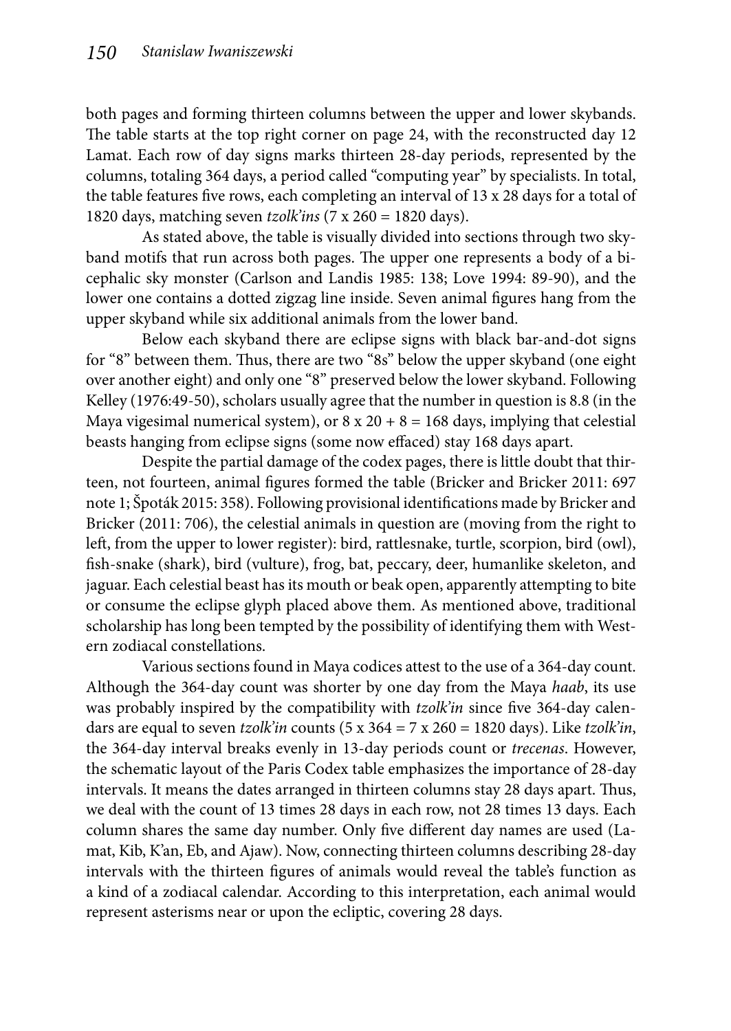both pages and forming thirteen columns between the upper and lower skybands. The table starts at the top right corner on page 24, with the reconstructed day 12 Lamat. Each row of day signs marks thirteen 28-day periods, represented by the columns, totaling 364 days, a period called "computing year" by specialists. In total, the table features five rows, each completing an interval of 13 x 28 days for a total of 1820 days, matching seven *tzolk'ins* (7 x 260 = 1820 days).

As stated above, the table is visually divided into sections through two skyband motifs that run across both pages. The upper one represents a body of a bicephalic sky monster (Carlson and Landis 1985: 138; Love 1994: 89-90), and the lower one contains a dotted zigzag line inside. Seven animal figures hang from the upper skyband while six additional animals from the lower band.

Below each skyband there are eclipse signs with black bar-and-dot signs for "8" between them. Thus, there are two "8s" below the upper skyband (one eight over another eight) and only one "8" preserved below the lower skyband. Following Kelley (1976:49-50), scholars usually agree that the number in question is 8.8 (in the Maya vigesimal numerical system), or 8 x 20 + 8 = 168 days, implying that celestial beasts hanging from eclipse signs (some now effaced) stay 168 days apart.

Despite the partial damage of the codex pages, there is little doubt that thirteen, not fourteen, animal figures formed the table (Bricker and Bricker 2011: 697 note 1; Špoták 2015: 358). Following provisional identifications made by Bricker and Bricker (2011: 706), the celestial animals in question are (moving from the right to left, from the upper to lower register): bird, rattlesnake, turtle, scorpion, bird (owl), fish-snake (shark), bird (vulture), frog, bat, peccary, deer, humanlike skeleton, and jaguar. Each celestial beast has its mouth or beak open, apparently attempting to bite or consume the eclipse glyph placed above them. As mentioned above, traditional scholarship has long been tempted by the possibility of identifying them with Western zodiacal constellations.

Various sections found in Maya codices attest to the use of a 364-day count. Although the 364-day count was shorter by one day from the Maya *haab*, its use was probably inspired by the compatibility with *tzolk'in* since five 364-day calendars are equal to seven *tzolk'in* counts (5 x 364 = 7 x 260 = 1820 days). Like *tzolk'in*, the 364-day interval breaks evenly in 13-day periods count or *trecenas*. However, the schematic layout of the Paris Codex table emphasizes the importance of 28-day intervals. It means the dates arranged in thirteen columns stay 28 days apart. Thus, we deal with the count of 13 times 28 days in each row, not 28 times 13 days. Each column shares the same day number. Only five different day names are used (Lamat, Kib, K'an, Eb, and Ajaw). Now, connecting thirteen columns describing 28-day intervals with the thirteen figures of animals would reveal the table's function as a kind of a zodiacal calendar. According to this interpretation, each animal would represent asterisms near or upon the ecliptic, covering 28 days.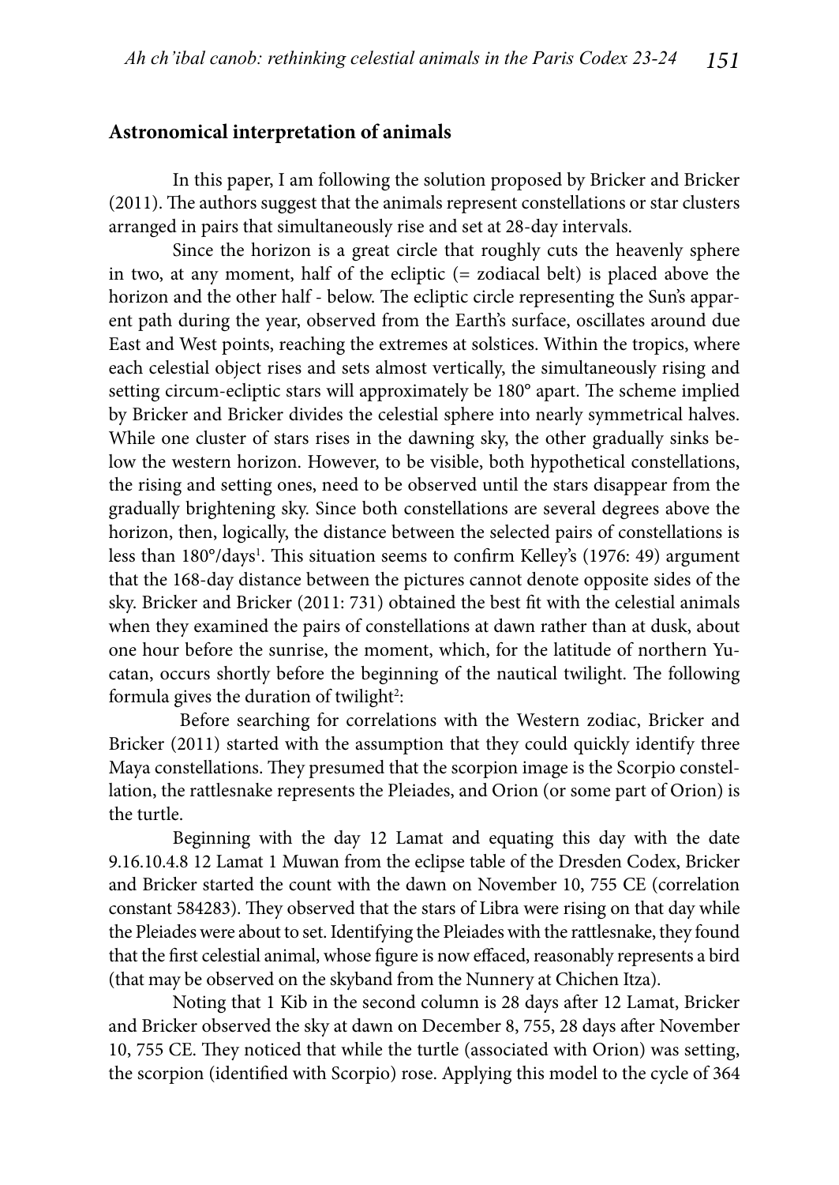## Astronomical interpretation of animals

In this paper, I am following the solution proposed by Bricker and Bricker (2011). The authors suggest that the animals represent constellations or star clusters arranged in pairs that simultaneously rise and set at 28-day intervals.

Since the horizon is a great circle that roughly cuts the heavenly sphere in two, at any moment, half of the ecliptic (= zodiacal belt) is placed above the horizon and the other half - below. The ecliptic circle representing the Sun's apparent path during the year, observed from the Earth's surface, oscillates around due East and West points, reaching the extremes at solstices. Within the tropics, where each celestial object rises and sets almost vertically, the simultaneously rising and setting circum-ecliptic stars will approximately be 180° apart. The scheme implied by Bricker and Bricker divides the celestial sphere into nearly symmetrical halves. While one cluster of stars rises in the dawning sky, the other gradually sinks below the western horizon. However, to be visible, both hypothetical constellations, the rising and setting ones, need to be observed until the stars disappear from the gradually brightening sky. Since both constellations are several degrees above the horizon, then, logically, the distance between the selected pairs of constellations is less than 180°/days[1]. This situation seems to confirm Kelley's (1976: 49) argument that the 168-day distance between the pictures cannot denote opposite sides of the sky. Bricker and Bricker (2011: 731) obtained the best fit with the celestial animals when they examined the pairs of constellations at dawn rather than at dusk, about one hour before the sunrise, the moment, which, for the latitude of northern Yucatan, occurs shortly before the beginning of the nautical twilight. The following formula gives the duration of twilight[2]:

Before searching for correlations with the Western zodiac, Bricker and Bricker (2011) started with the assumption that they could quickly identify three Maya constellations. They presumed that the scorpion image is the Scorpio constellation, the rattlesnake represents the Pleiades, and Orion (or some part of Orion) is the turtle.

Beginning with the day 12 Lamat and equating this day with the date 9.16.10.4.8 12 Lamat 1 Muwan from the eclipse table of the Dresden Codex, Bricker and Bricker started the count with the dawn on November 10, 755 CE (correlation constant 584283). They observed that the stars of Libra were rising on that day while the Pleiades were about to set. Identifying the Pleiades with the rattlesnake, they found that the first celestial animal, whose figure is now effaced, reasonably represents a bird (that may be observed on the skyband from the Nunnery at Chichen Itza).

Noting that 1 Kib in the second column is 28 days after 12 Lamat, Bricker and Bricker observed the sky at dawn on December 8, 755, 28 days after November 10, 755 CE. They noticed that while the turtle (associated with Orion) was setting, the scorpion (identified with Scorpio) rose. Applying this model to the cycle of 364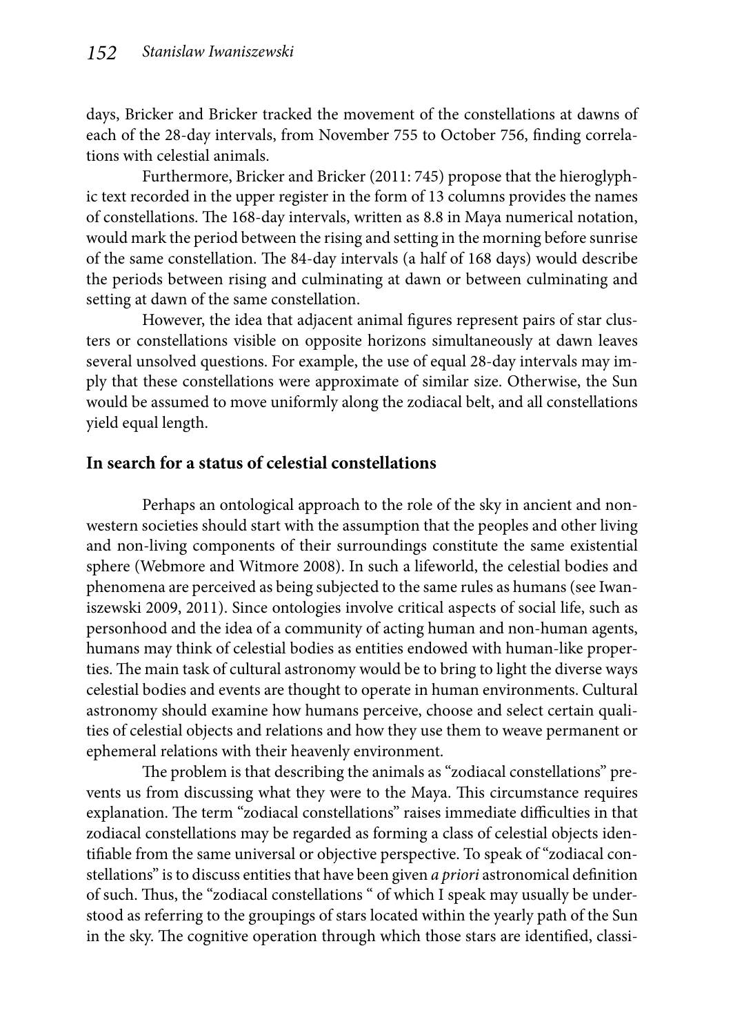days, Bricker and Bricker tracked the movement of the constellations at dawns of each of the 28-day intervals, from November 755 to October 756, finding correlations with celestial animals.

Furthermore, Bricker and Bricker (2011: 745) propose that the hieroglyphic text recorded in the upper register in the form of 13 columns provides the names of constellations. The 168-day intervals, written as 8.8 in Maya numerical notation, would mark the period between the rising and setting in the morning before sunrise of the same constellation. The 84-day intervals (a half of 168 days) would describe the periods between rising and culminating at dawn or between culminating and setting at dawn of the same constellation.

However, the idea that adjacent animal figures represent pairs of star clusters or constellations visible on opposite horizons simultaneously at dawn leaves several unsolved questions. For example, the use of equal 28-day intervals may imply that these constellations were approximate of similar size. Otherwise, the Sun would be assumed to move uniformly along the zodiacal belt, and all constellations yield equal length.

## In search for a status of celestial constellations

Perhaps an ontological approach to the role of the sky in ancient and non-western societies should start with the assumption that the peoples and other living and non-living components of their surroundings constitute the same existential sphere (Webmore and Witmore 2008). In such a lifeworld, the celestial bodies and phenomena are perceived as being subjected to the same rules as humans (see Iwaniszewski 2009, 2011). Since ontologies involve critical aspects of social life, such as personhood and the idea of a community of acting human and non-human agents, humans may think of celestial bodies as entities endowed with human-like properties. The main task of cultural astronomy would be to bring to light the diverse ways celestial bodies and events are thought to operate in human environments. Cultural astronomy should examine how humans perceive, choose and select certain qualities of celestial objects and relations and how they use them to weave permanent or ephemeral relations with their heavenly environment.

The problem is that describing the animals as "zodiacal constellations" prevents us from discussing what they were to the Maya. This circumstance requires explanation. The term "zodiacal constellations" raises immediate difficulties in that zodiacal constellations may be regarded as forming a class of celestial objects identifiable from the same universal or objective perspective. To speak of "zodiacal constellations" is to discuss entities that have been given *a priori* astronomical definition of such. Thus, the "zodiacal constellations " of which I speak may usually be understood as referring to the groupings of stars located within the yearly path of the Sun in the sky. The cognitive operation through which those stars are identified, classi-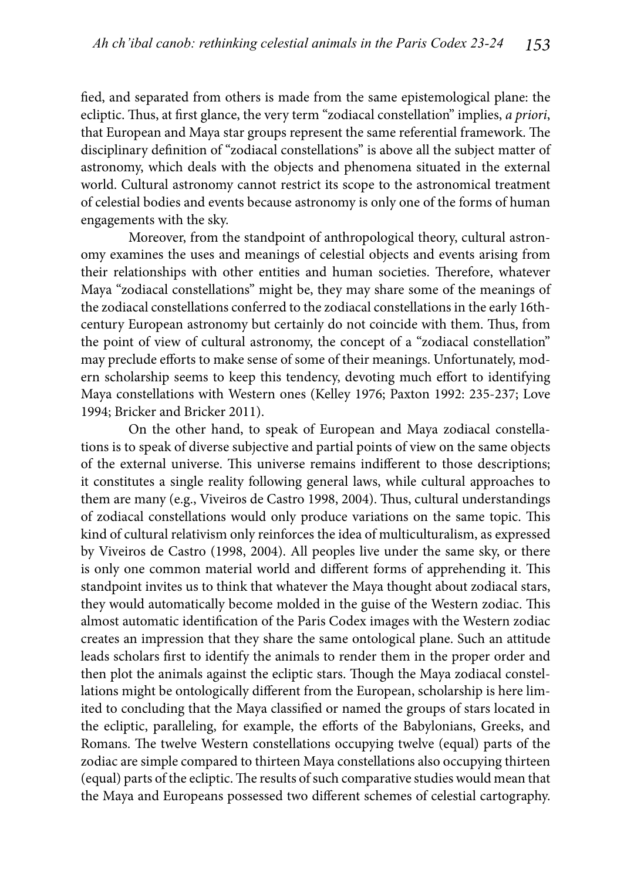fied, and separated from others is made from the same epistemological plane: the ecliptic. Thus, at first glance, the very term "zodiacal constellation" implies, *a priori*, that European and Maya star groups represent the same referential framework. The disciplinary definition of "zodiacal constellations" is above all the subject matter of astronomy, which deals with the objects and phenomena situated in the external world. Cultural astronomy cannot restrict its scope to the astronomical treatment of celestial bodies and events because astronomy is only one of the forms of human engagements with the sky.

Moreover, from the standpoint of anthropological theory, cultural astronomy examines the uses and meanings of celestial objects and events arising from their relationships with other entities and human societies. Therefore, whatever Maya "zodiacal constellations" might be, they may share some of the meanings of the zodiacal constellations conferred to the zodiacal constellations in the early 16th-century European astronomy but certainly do not coincide with them. Thus, from the point of view of cultural astronomy, the concept of a "zodiacal constellation" may preclude efforts to make sense of some of their meanings. Unfortunately, modern scholarship seems to keep this tendency, devoting much effort to identifying Maya constellations with Western ones (Kelley 1976; Paxton 1992: 235-237; Love 1994; Bricker and Bricker 2011).

On the other hand, to speak of European and Maya zodiacal constellations is to speak of diverse subjective and partial points of view on the same objects of the external universe. This universe remains indifferent to those descriptions; it constitutes a single reality following general laws, while cultural approaches to them are many (e.g., Viveiros de Castro 1998, 2004). Thus, cultural understandings of zodiacal constellations would only produce variations on the same topic. This kind of cultural relativism only reinforces the idea of multiculturalism, as expressed by Viveiros de Castro (1998, 2004). All peoples live under the same sky, or there is only one common material world and different forms of apprehending it. This standpoint invites us to think that whatever the Maya thought about zodiacal stars, they would automatically become molded in the guise of the Western zodiac. This almost automatic identification of the Paris Codex images with the Western zodiac creates an impression that they share the same ontological plane. Such an attitude leads scholars first to identify the animals to render them in the proper order and then plot the animals against the ecliptic stars. Though the Maya zodiacal constellations might be ontologically different from the European, scholarship is here limited to concluding that the Maya classified or named the groups of stars located in the ecliptic, paralleling, for example, the efforts of the Babylonians, Greeks, and Romans. The twelve Western constellations occupying twelve (equal) parts of the zodiac are simple compared to thirteen Maya constellations also occupying thirteen (equal) parts of the ecliptic. The results of such comparative studies would mean that the Maya and Europeans possessed two different schemes of celestial cartography.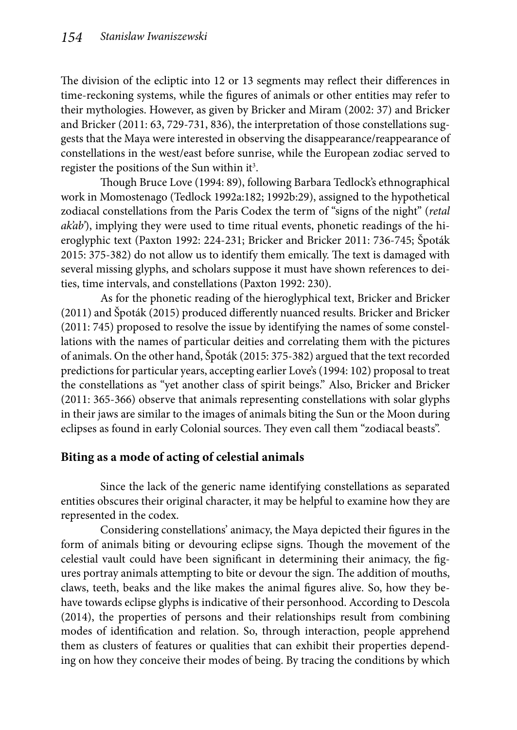The division of the ecliptic into 12 or 13 segments may reflect their differences in time-reckoning systems, while the figures of animals or other entities may refer to their mythologies. However, as given by Bricker and Miram (2002: 37) and Bricker and Bricker (2011: 63, 729-731, 836), the interpretation of those constellations suggests that the Maya were interested in observing the disappearance/reappearance of constellations in the west/east before sunrise, while the European zodiac served to register the positions of the Sun within it[3].

Though Bruce Love (1994: 89), following Barbara Tedlock's ethnographical work in Momostenago (Tedlock 1992a:182; 1992b:29), assigned to the hypothetical zodiacal constellations from the Paris Codex the term of "signs of the night" (*retal ak'ab'*), implying they were used to time ritual events, phonetic readings of the hieroglyphic text (Paxton 1992: 224-231; Bricker and Bricker 2011: 736-745; Špoták 2015: 375-382) do not allow us to identify them emically. The text is damaged with several missing glyphs, and scholars suppose it must have shown references to deities, time intervals, and constellations (Paxton 1992: 230).

As for the phonetic reading of the hieroglyphical text, Bricker and Bricker (2011) and Špoták (2015) produced differently nuanced results. Bricker and Bricker (2011: 745) proposed to resolve the issue by identifying the names of some constellations with the names of particular deities and correlating them with the pictures of animals. On the other hand, Špoták (2015: 375-382) argued that the text recorded predictions for particular years, accepting earlier Love's (1994: 102) proposal to treat the constellations as "yet another class of spirit beings." Also, Bricker and Bricker (2011: 365-366) observe that animals representing constellations with solar glyphs in their jaws are similar to the images of animals biting the Sun or the Moon during eclipses as found in early Colonial sources. They even call them "zodiacal beasts".

## Biting as a mode of acting of celestial animals

Since the lack of the generic name identifying constellations as separated entities obscures their original character, it may be helpful to examine how they are represented in the codex.

Considering constellations' animacy, the Maya depicted their figures in the form of animals biting or devouring eclipse signs. Though the movement of the celestial vault could have been significant in determining their animacy, the figures portray animals attempting to bite or devour the sign. The addition of mouths, claws, teeth, beaks and the like makes the animal figures alive. So, how they behave towards eclipse glyphs is indicative of their personhood. According to Descola (2014), the properties of persons and their relationships result from combining modes of identification and relation. So, through interaction, people apprehend them as clusters of features or qualities that can exhibit their properties depending on how they conceive their modes of being. By tracing the conditions by which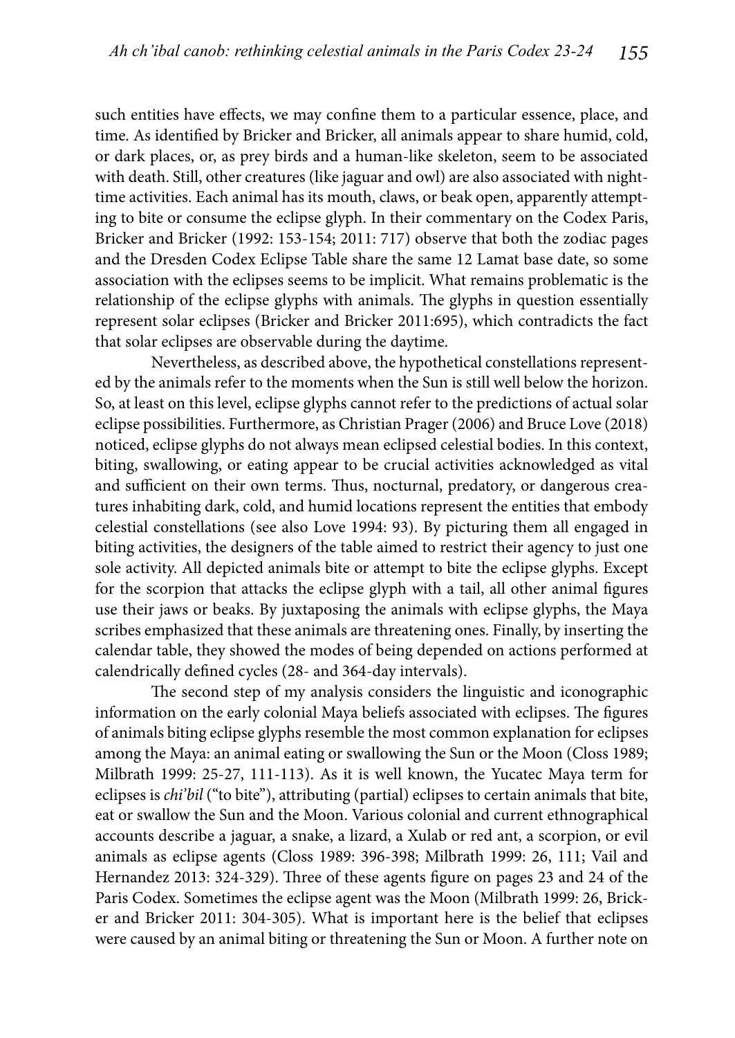such entities have effects, we may confine them to a particular essence, place, and time. As identified by Bricker and Bricker, all animals appear to share humid, cold, or dark places, or, as prey birds and a human-like skeleton, seem to be associated with death. Still, other creatures (like jaguar and owl) are also associated with night-time activities. Each animal has its mouth, claws, or beak open, apparently attempting to bite or consume the eclipse glyph. In their commentary on the Codex Paris, Bricker and Bricker (1992: 153-154; 2011: 717) observe that both the zodiac pages and the Dresden Codex Eclipse Table share the same 12 Lamat base date, so some association with the eclipses seems to be implicit. What remains problematic is the relationship of the eclipse glyphs with animals. The glyphs in question essentially represent solar eclipses (Bricker and Bricker 2011:695), which contradicts the fact that solar eclipses are observable during the daytime.

Nevertheless, as described above, the hypothetical constellations represented by the animals refer to the moments when the Sun is still well below the horizon. So, at least on this level, eclipse glyphs cannot refer to the predictions of actual solar eclipse possibilities. Furthermore, as Christian Prager (2006) and Bruce Love (2018) noticed, eclipse glyphs do not always mean eclipsed celestial bodies. In this context, biting, swallowing, or eating appear to be crucial activities acknowledged as vital and sufficient on their own terms. Thus, nocturnal, predatory, or dangerous creatures inhabiting dark, cold, and humid locations represent the entities that embody celestial constellations (see also Love 1994: 93). By picturing them all engaged in biting activities, the designers of the table aimed to restrict their agency to just one sole activity. All depicted animals bite or attempt to bite the eclipse glyphs. Except for the scorpion that attacks the eclipse glyph with a tail, all other animal figures use their jaws or beaks. By juxtaposing the animals with eclipse glyphs, the Maya scribes emphasized that these animals are threatening ones. Finally, by inserting the calendar table, they showed the modes of being depended on actions performed at calendrically defined cycles (28- and 364-day intervals).

The second step of my analysis considers the linguistic and iconographic information on the early colonial Maya beliefs associated with eclipses. The figures of animals biting eclipse glyphs resemble the most common explanation for eclipses among the Maya: an animal eating or swallowing the Sun or the Moon (Closs 1989; Milbrath 1999: 25-27, 111-113). As it is well known, the Yucatec Maya term for eclipses is *chi'bil* ("to bite"), attributing (partial) eclipses to certain animals that bite, eat or swallow the Sun and the Moon. Various colonial and current ethnographical accounts describe a jaguar, a snake, a lizard, a Xulab or red ant, a scorpion, or evil animals as eclipse agents (Closs 1989: 396-398; Milbrath 1999: 26, 111; Vail and Hernandez 2013: 324-329). Three of these agents figure on pages 23 and 24 of the Paris Codex. Sometimes the eclipse agent was the Moon (Milbrath 1999: 26, Bricker and Bricker 2011: 304-305). What is important here is the belief that eclipses were caused by an animal biting or threatening the Sun or Moon. A further note on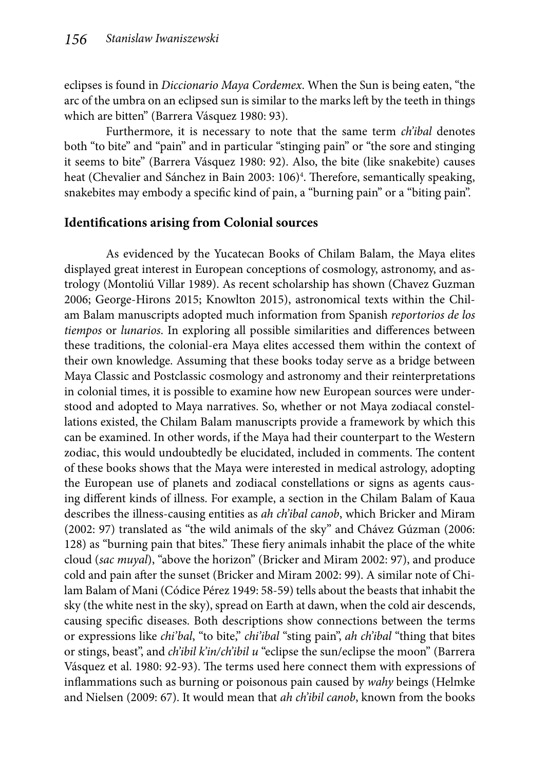eclipses is found in *Diccionario Maya Cordemex*. When the Sun is being eaten, "the arc of the umbra on an eclipsed sun is similar to the marks left by the teeth in things which are bitten" (Barrera Vásquez 1980: 93).

Furthermore, it is necessary to note that the same term *ch'ibal* denotes both "to bite" and "pain" and in particular "stinging pain" or "the sore and stinging it seems to bite" (Barrera Vásquez 1980: 92). Also, the bite (like snakebite) causes heat (Chevalier and Sánchez in Bain 2003: 106)[4]. Therefore, semantically speaking, snakebites may embody a specific kind of pain, a "burning pain" or a "biting pain".

## Identifications arising from Colonial sources

As evidenced by the Yucatecan Books of Chilam Balam, the Maya elites displayed great interest in European conceptions of cosmology, astronomy, and astrology (Montoliú Villar 1989). As recent scholarship has shown (Chavez Guzman 2006; George-Hirons 2015; Knowlton 2015), astronomical texts within the Chilam Balam manuscripts adopted much information from Spanish *reportorios de los tiempos* or *lunarios*. In exploring all possible similarities and differences between these traditions, the colonial-era Maya elites accessed them within the context of their own knowledge. Assuming that these books today serve as a bridge between Maya Classic and Postclassic cosmology and astronomy and their reinterpretations in colonial times, it is possible to examine how new European sources were understood and adopted to Maya narratives. So, whether or not Maya zodiacal constellations existed, the Chilam Balam manuscripts provide a framework by which this can be examined. In other words, if the Maya had their counterpart to the Western zodiac, this would undoubtedly be elucidated, included in comments. The content of these books shows that the Maya were interested in medical astrology, adopting the European use of planets and zodiacal constellations or signs as agents causing different kinds of illness. For example, a section in the Chilam Balam of Kaua describes the illness-causing entities as *ah ch'ibal canob*, which Bricker and Miram (2002: 97) translated as "the wild animals of the sky" and Chávez Gúzman (2006: 128) as "burning pain that bites." These fiery animals inhabit the place of the white cloud (*sac muyal*), "above the horizon" (Bricker and Miram 2002: 97), and produce cold and pain after the sunset (Bricker and Miram 2002: 99). A similar note of Chilam Balam of Mani (Códice Pérez 1949: 58-59) tells about the beasts that inhabit the sky (the white nest in the sky), spread on Earth at dawn, when the cold air descends, causing specific diseases. Both descriptions show connections between the terms or expressions like *chi'bal*, "to bite," *chi'ibal* "sting pain", *ah ch'ibal* "thing that bites or stings, beast", and *ch'ibil k'in/ch'ibil u* "eclipse the sun/eclipse the moon" (Barrera Vásquez et al. 1980: 92-93). The terms used here connect them with expressions of inflammations such as burning or poisonous pain caused by *wahy* beings (Helmke and Nielsen (2009: 67). It would mean that *ah ch'ibil canob*, known from the books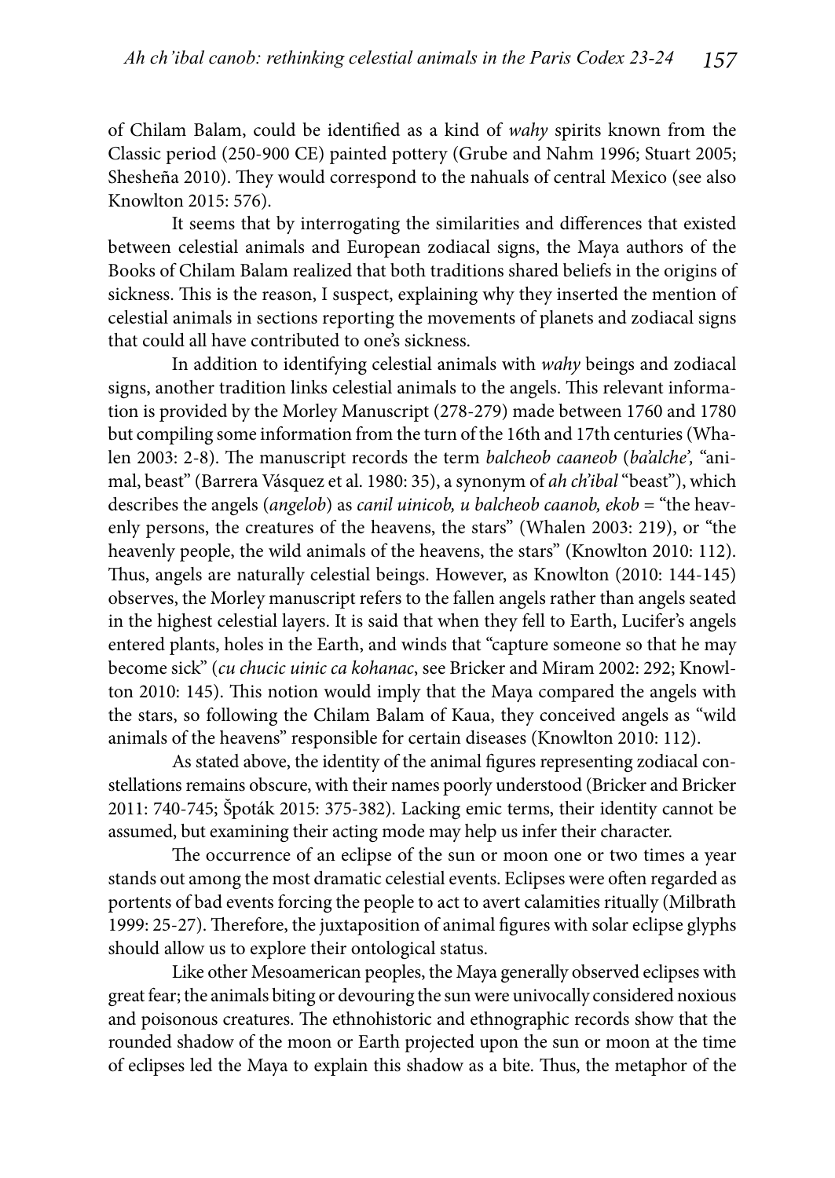of Chilam Balam, could be identified as a kind of *wahy* spirits known from the Classic period (250-900 CE) painted pottery (Grube and Nahm 1996; Stuart 2005; Shesheña 2010). They would correspond to the nahuals of central Mexico (see also Knowlton 2015: 576).

It seems that by interrogating the similarities and differences that existed between celestial animals and European zodiacal signs, the Maya authors of the Books of Chilam Balam realized that both traditions shared beliefs in the origins of sickness. This is the reason, I suspect, explaining why they inserted the mention of celestial animals in sections reporting the movements of planets and zodiacal signs that could all have contributed to one's sickness.

In addition to identifying celestial animals with *wahy* beings and zodiacal signs, another tradition links celestial animals to the angels. This relevant information is provided by the Morley Manuscript (278-279) made between 1760 and 1780 but compiling some information from the turn of the 16th and 17th centuries (Whalen 2003: 2-8). The manuscript records the term *balcheob caaneob* (*ba'alche',* "animal, beast" (Barrera Vásquez et al. 1980: 35), a synonym of *ah ch'ibal* "beast"), which describes the angels (*angelob*) as *canil uinicob, u balcheob caanob, ekob* = "the heavenly persons, the creatures of the heavens, the stars" (Whalen 2003: 219), or "the heavenly people, the wild animals of the heavens, the stars" (Knowlton 2010: 112). Thus, angels are naturally celestial beings. However, as Knowlton (2010: 144-145) observes, the Morley manuscript refers to the fallen angels rather than angels seated in the highest celestial layers. It is said that when they fell to Earth, Lucifer's angels entered plants, holes in the Earth, and winds that "capture someone so that he may become sick" (*cu chucic uinic ca kohanac*, see Bricker and Miram 2002: 292; Knowlton 2010: 145). This notion would imply that the Maya compared the angels with the stars, so following the Chilam Balam of Kaua, they conceived angels as "wild animals of the heavens" responsible for certain diseases (Knowlton 2010: 112).

As stated above, the identity of the animal figures representing zodiacal constellations remains obscure, with their names poorly understood (Bricker and Bricker 2011: 740-745; Špoták 2015: 375-382). Lacking emic terms, their identity cannot be assumed, but examining their acting mode may help us infer their character.

The occurrence of an eclipse of the sun or moon one or two times a year stands out among the most dramatic celestial events. Eclipses were often regarded as portents of bad events forcing the people to act to avert calamities ritually (Milbrath 1999: 25-27). Therefore, the juxtaposition of animal figures with solar eclipse glyphs should allow us to explore their ontological status.

Like other Mesoamerican peoples, the Maya generally observed eclipses with great fear; the animals biting or devouring the sun were univocally considered noxious and poisonous creatures. The ethnohistoric and ethnographic records show that the rounded shadow of the moon or Earth projected upon the sun or moon at the time of eclipses led the Maya to explain this shadow as a bite. Thus, the metaphor of the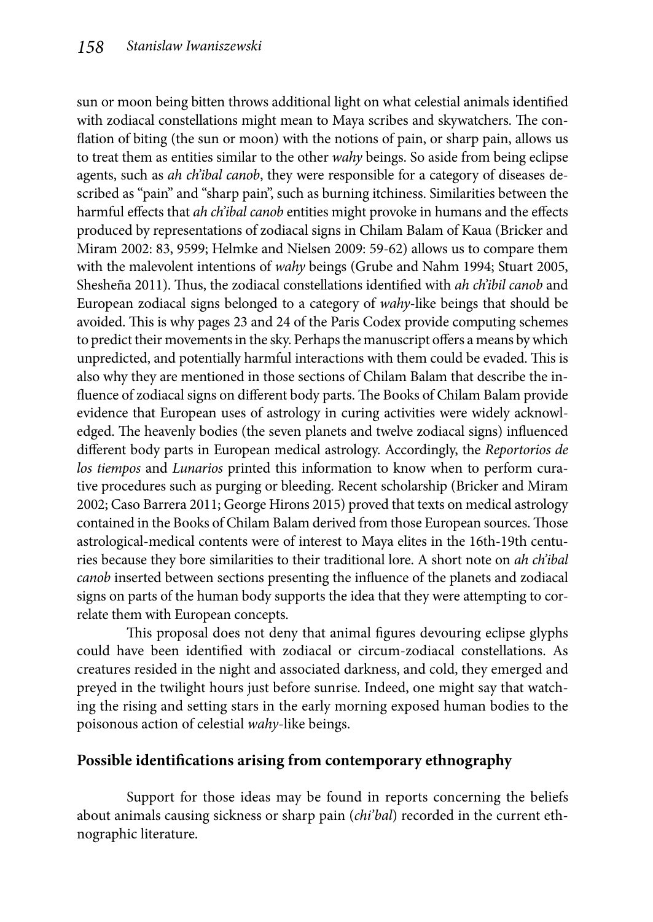sun or moon being bitten throws additional light on what celestial animals identified with zodiacal constellations might mean to Maya scribes and skywatchers. The conflation of biting (the sun or moon) with the notions of pain, or sharp pain, allows us to treat them as entities similar to the other *wahy* beings. So aside from being eclipse agents, such as *ah ch'ibal canob*, they were responsible for a category of diseases described as "pain" and "sharp pain", such as burning itchiness. Similarities between the harmful effects that *ah ch'ibal canob* entities might provoke in humans and the effects produced by representations of zodiacal signs in Chilam Balam of Kaua (Bricker and Miram 2002: 83, 9599; Helmke and Nielsen 2009: 59-62) allows us to compare them with the malevolent intentions of *wahy* beings (Grube and Nahm 1994; Stuart 2005, Sheseña 2011). Thus, the zodiacal constellations identified with *ah ch'ibil canob* and European zodiacal signs belonged to a category of *wahy*-like beings that should be avoided. This is why pages 23 and 24 of the Paris Codex provide computing schemes to predict their movements in the sky. Perhaps the manuscript offers a means by which unpredicted, and potentially harmful interactions with them could be evaded. This is also why they are mentioned in those sections of Chilam Balam that describe the influence of zodiacal signs on different body parts. The Books of Chilam Balam provide evidence that European uses of astrology in curing activities were widely acknowledged. The heavenly bodies (the seven planets and twelve zodiacal signs) influenced different body parts in European medical astrology. Accordingly, the *Reportorios de los tiempos* and *Lunarios* printed this information to know when to perform curative procedures such as purging or bleeding. Recent scholarship (Bricker and Miram 2002; Caso Barrera 2011; George Hirons 2015) proved that texts on medical astrology contained in the Books of Chilam Balam derived from those European sources. Those astrological-medical contents were of interest to Maya elites in the 16th-19th centuries because they bore similarities to their traditional lore. A short note on *ah ch'ibal canob* inserted between sections presenting the influence of the planets and zodiacal signs on parts of the human body supports the idea that they were attempting to correlate them with European concepts.

This proposal does not deny that animal figures devouring eclipse glyphs could have been identified with zodiacal or circum-zodiacal constellations. As creatures resided in the night and associated darkness, and cold, they emerged and preyed in the twilight hours just before sunrise. Indeed, one might say that watching the rising and setting stars in the early morning exposed human bodies to the poisonous action of celestial *wahy*-like beings.

## Possible identifications arising from contemporary ethnography

Support for those ideas may be found in reports concerning the beliefs about animals causing sickness or sharp pain (*chi'bal*) recorded in the current ethnographic literature.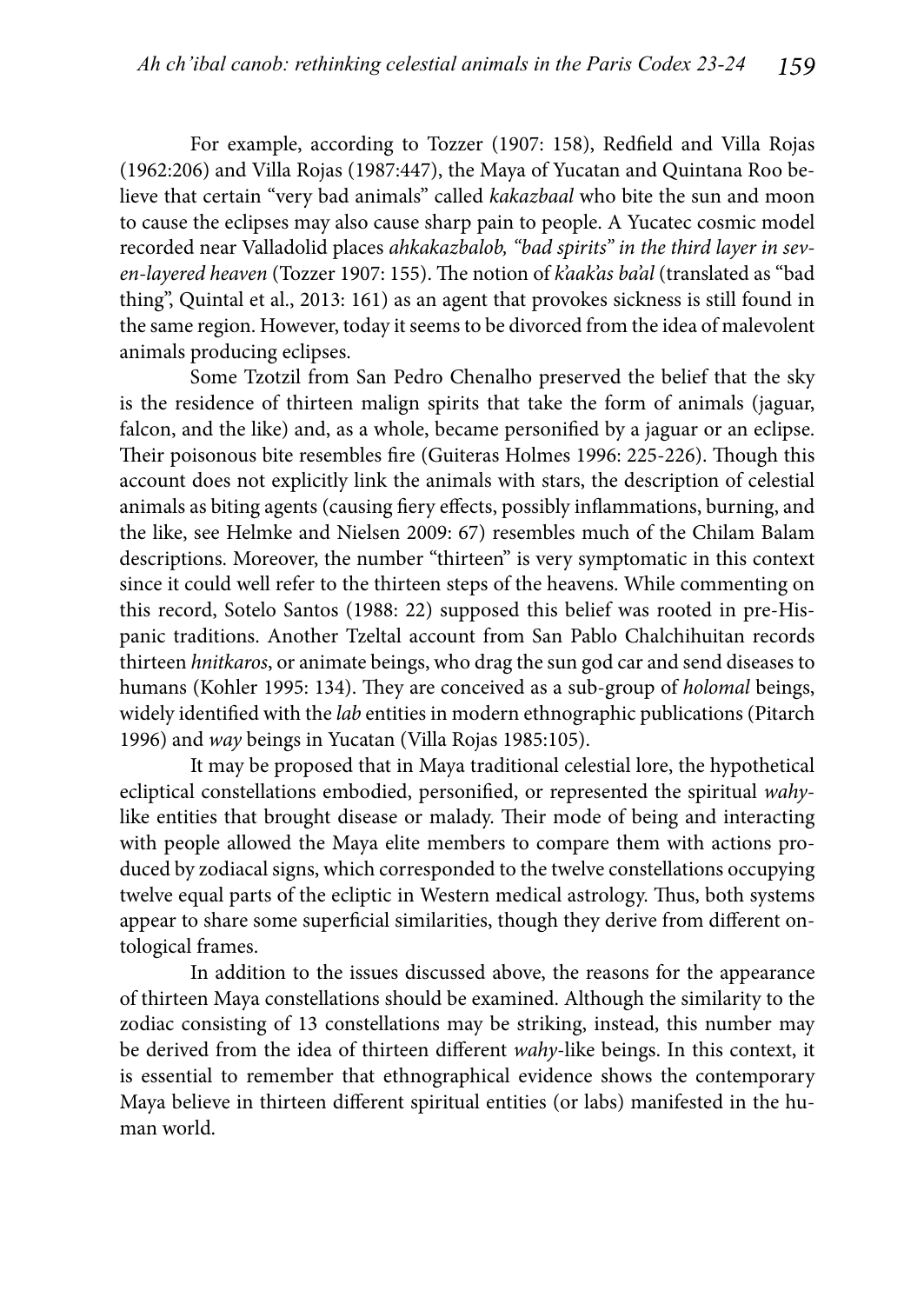For example, according to Tozzer (1907: 158), Redfield and Villa Rojas (1962:206) and Villa Rojas (1987:447), the Maya of Yucatan and Quintana Roo believe that certain "very bad animals" called *kakazbaal* who bite the sun and moon to cause the eclipses may also cause sharp pain to people. A Yucatec cosmic model recorded near Valladolid places *ahkakazbalob, "bad spirits" in the third layer in seven-layered heaven* (Tozzer 1907: 155). The notion of *k'aak'as ba'al* (translated as "bad thing", Quintal et al., 2013: 161) as an agent that provokes sickness is still found in the same region. However, today it seems to be divorced from the idea of malevolent animals producing eclipses.

Some Tzotzil from San Pedro Chenalho preserved the belief that the sky is the residence of thirteen malign spirits that take the form of animals (jaguar, falcon, and the like) and, as a whole, became personified by a jaguar or an eclipse. Their poisonous bite resembles fire (Guiteras Holmes 1996: 225-226). Though this account does not explicitly link the animals with stars, the description of celestial animals as biting agents (causing fiery effects, possibly inflammations, burning, and the like, see Helmke and Nielsen 2009: 67) resembles much of the Chilam Balam descriptions. Moreover, the number "thirteen" is very symptomatic in this context since it could well refer to the thirteen steps of the heavens. While commenting on this record, Sotelo Santos (1988: 22) supposed this belief was rooted in pre-Hispanic traditions. Another Tzeltal account from San Pablo Chalchihuitan records thirteen *hnitkaros*, or animate beings, who drag the sun god car and send diseases to humans (Kohler 1995: 134). They are conceived as a sub-group of *holomal* beings, widely identified with the *lab* entities in modern ethnographic publications (Pitarch 1996) and *way* beings in Yucatan (Villa Rojas 1985:105).

It may be proposed that in Maya traditional celestial lore, the hypothetical ecliptical constellations embodied, personified, or represented the spiritual *wahy*-like entities that brought disease or malady. Their mode of being and interacting with people allowed the Maya elite members to compare them with actions produced by zodiacal signs, which corresponded to the twelve constellations occupying twelve equal parts of the ecliptic in Western medical astrology. Thus, both systems appear to share some superficial similarities, though they derive from different ontological frames.

In addition to the issues discussed above, the reasons for the appearance of thirteen Maya constellations should be examined. Although the similarity to the zodiac consisting of 13 constellations may be striking, instead, this number may be derived from the idea of thirteen different *wahy*-like beings. In this context, it is essential to remember that ethnographical evidence shows the contemporary Maya believe in thirteen different spiritual entities (or labs) manifested in the human world.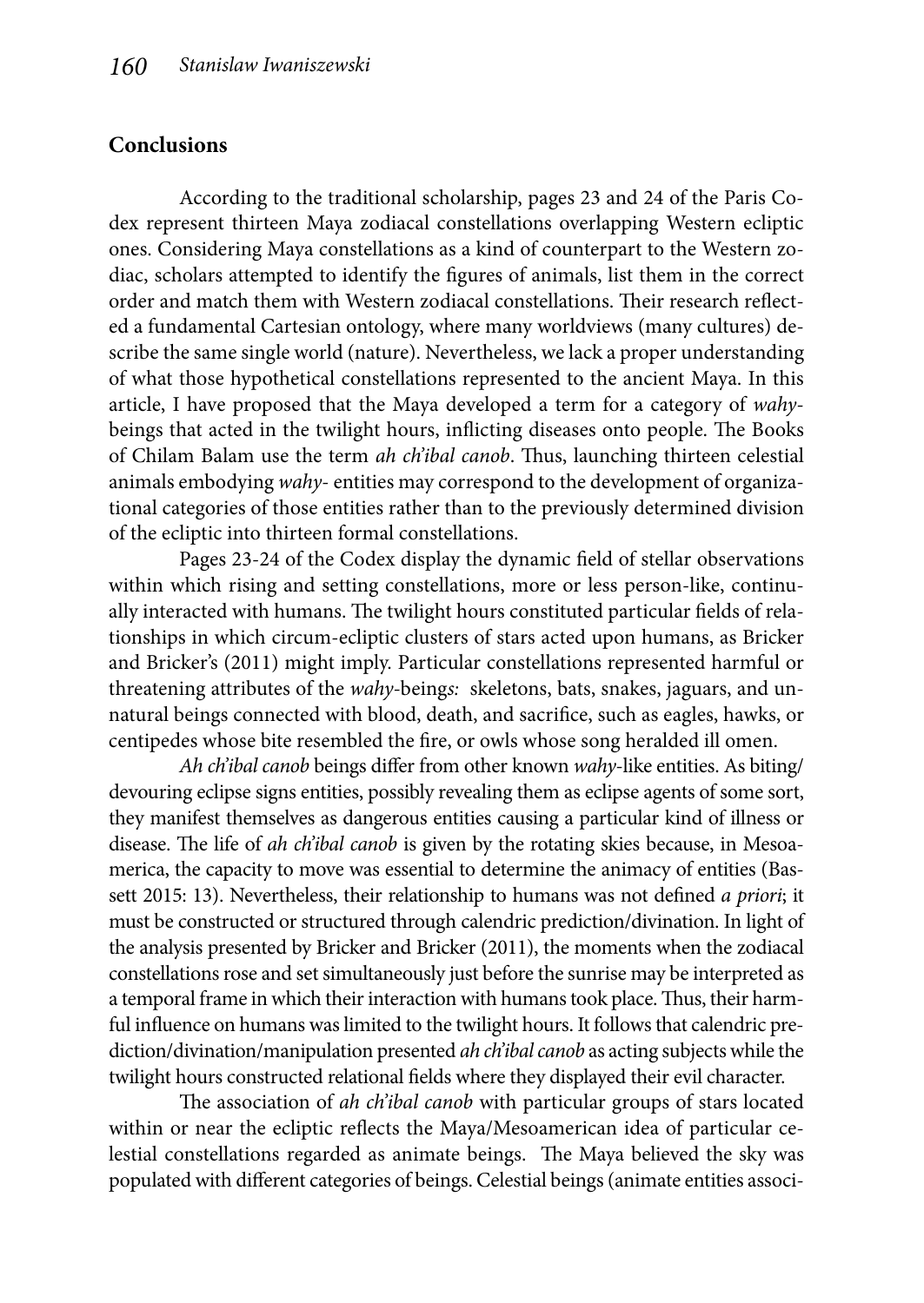## Conclusions

According to the traditional scholarship, pages 23 and 24 of the Paris Codex represent thirteen Maya zodiacal constellations overlapping Western ecliptic ones. Considering Maya constellations as a kind of counterpart to the Western zodiac, scholars attempted to identify the figures of animals, list them in the correct order and match them with Western zodiacal constellations. Their research reflected a fundamental Cartesian ontology, where many worldviews (many cultures) describe the same single world (nature). Nevertheless, we lack a proper understanding of what those hypothetical constellations represented to the ancient Maya. In this article, I have proposed that the Maya developed a term for a category of *wahy*-beings that acted in the twilight hours, inflicting diseases onto people. The Books of Chilam Balam use the term *ah ch'ibal canob*. Thus, launching thirteen celestial animals embodying *wahy*- entities may correspond to the development of organizational categories of those entities rather than to the previously determined division of the ecliptic into thirteen formal constellations.

Pages 23-24 of the Codex display the dynamic field of stellar observations within which rising and setting constellations, more or less person-like, continually interacted with humans. The twilight hours constituted particular fields of relationships in which circum-ecliptic clusters of stars acted upon humans, as Bricker and Bricker's (2011) might imply. Particular constellations represented harmful or threatening attributes of the *wahy*-beings*:* skeletons, bats, snakes, jaguars, and unnatural beings connected with blood, death, and sacrifice, such as eagles, hawks, or centipedes whose bite resembled the fire, or owls whose song heralded ill omen.

*Ah ch'ibal canob* beings differ from other known *wahy*-like entities. As biting/devouring eclipse signs entities, possibly revealing them as eclipse agents of some sort, they manifest themselves as dangerous entities causing a particular kind of illness or disease. The life of *ah ch'ibal canob* is given by the rotating skies because, in Mesoamerica, the capacity to move was essential to determine the animacy of entities (Bassett 2015: 13). Nevertheless, their relationship to humans was not defined *a priori*; it must be constructed or structured through calendric prediction/divination. In light of the analysis presented by Bricker and Bricker (2011), the moments when the zodiacal constellations rose and set simultaneously just before the sunrise may be interpreted as a temporal frame in which their interaction with humans took place. Thus, their harmful influence on humans was limited to the twilight hours. It follows that calendric prediction/divination/manipulation presented *ah ch'ibal canob* as acting subjects while the twilight hours constructed relational fields where they displayed their evil character.

The association of *ah ch'ibal canob* with particular groups of stars located within or near the ecliptic reflects the Maya/Mesoamerican idea of particular celestial constellations regarded as animate beings. The Maya believed the sky was populated with different categories of beings. Celestial beings (animate entities associ-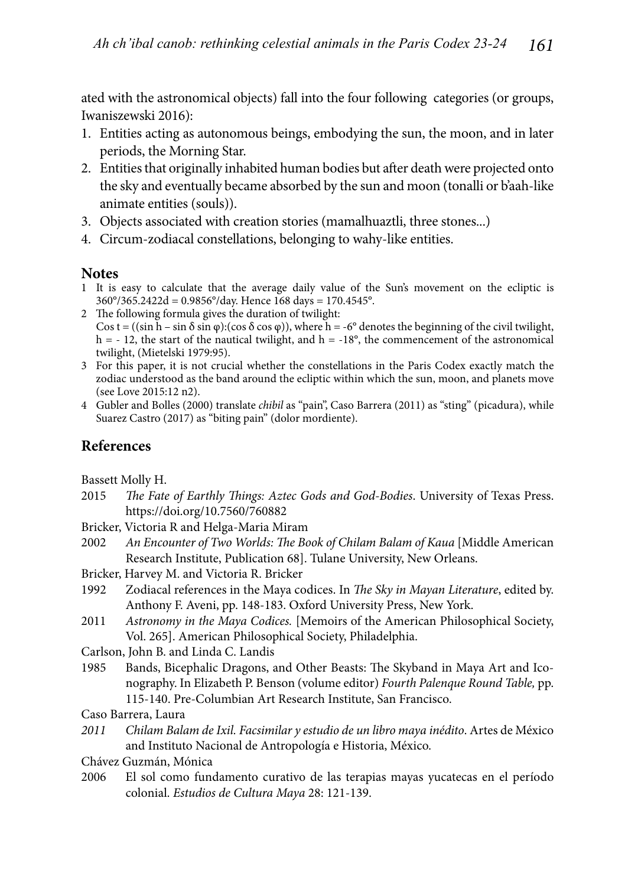ated with the astronomical objects) fall into the four following categories (or groups, Iwaniszewski 2016):

1. Entities acting as autonomous beings, embodying the sun, the moon, and in later periods, the Morning Star.
2. Entities that originally inhabited human bodies but after death were projected onto the sky and eventually became absorbed by the sun and moon (tonalli or b'aah-like animate entities (souls)).
3. Objects associated with creation stories (mamalhuaztli, three stones...)
4. Circum-zodiacal constellations, belonging to wahy-like entities.

## Notes

1 It is easy to calculate that the average daily value of the Sun's movement on the ecliptic is 360°/365.2422d = 0.9856°/day. Hence 168 days = 170.4545°.

2 The following formula gives the duration of twilight:
$\cos t = ((\sin h - \sin \delta \sin \varphi):(\cos \delta \cos \varphi))$, where h = -6° denotes the beginning of the civil twilight, h = - 12, the start of the nautical twilight, and h = -18°, the commencement of the astronomical twilight, (Mietelski 1979:95).

3 For this paper, it is not crucial whether the constellations in the Paris Codex exactly match the zodiac understood as the band around the ecliptic within which the sun, moon, and planets move (see Love 2015:12 n2).

4 Gubler and Bolles (2000) translate *chibil* as "pain", Caso Barrera (2011) as "sting" (picadura), while Suarez Castro (2017) as "biting pain" (dolor mordiente).

## References

Bassett Molly H.

2015 *The Fate of Earthly Things: Aztec Gods and God-Bodies*. University of Texas Press. https://doi.org/10.7560/760882

Bricker, Victoria R and Helga-Maria Miram

2002 *An Encounter of Two Worlds: The Book of Chilam Balam of Kaua* [Middle American Research Institute, Publication 68]. Tulane University, New Orleans.

Bricker, Harvey M. and Victoria R. Bricker

1992 Zodiacal references in the Maya codices. In *The Sky in Mayan Literature*, edited by. Anthony F. Aveni, pp. 148-183. Oxford University Press, New York.

2011 *Astronomy in the Maya Codices.* [Memoirs of the American Philosophical Society, Vol. 265]. American Philosophical Society, Philadelphia.

Carlson, John B. and Linda C. Landis

1985 Bands, Bicephalic Dragons, and Other Beasts: The Skyband in Maya Art and Iconography. In Elizabeth P. Benson (volume editor) *Fourth Palenque Round Table,* pp. 115-140. Pre-Columbian Art Research Institute, San Francisco.

Caso Barrera, Laura

*2011* *Chilam Balam de Ixil. Facsimilar y estudio de un libro maya inédito*. Artes de México and Instituto Nacional de Antropología e Historia, México.

Chávez Guzmán, Mónica

2006 El sol como fundamento curativo de las terapias mayas yucatecas en el período colonial. *Estudios de Cultura Maya* 28: 121-139.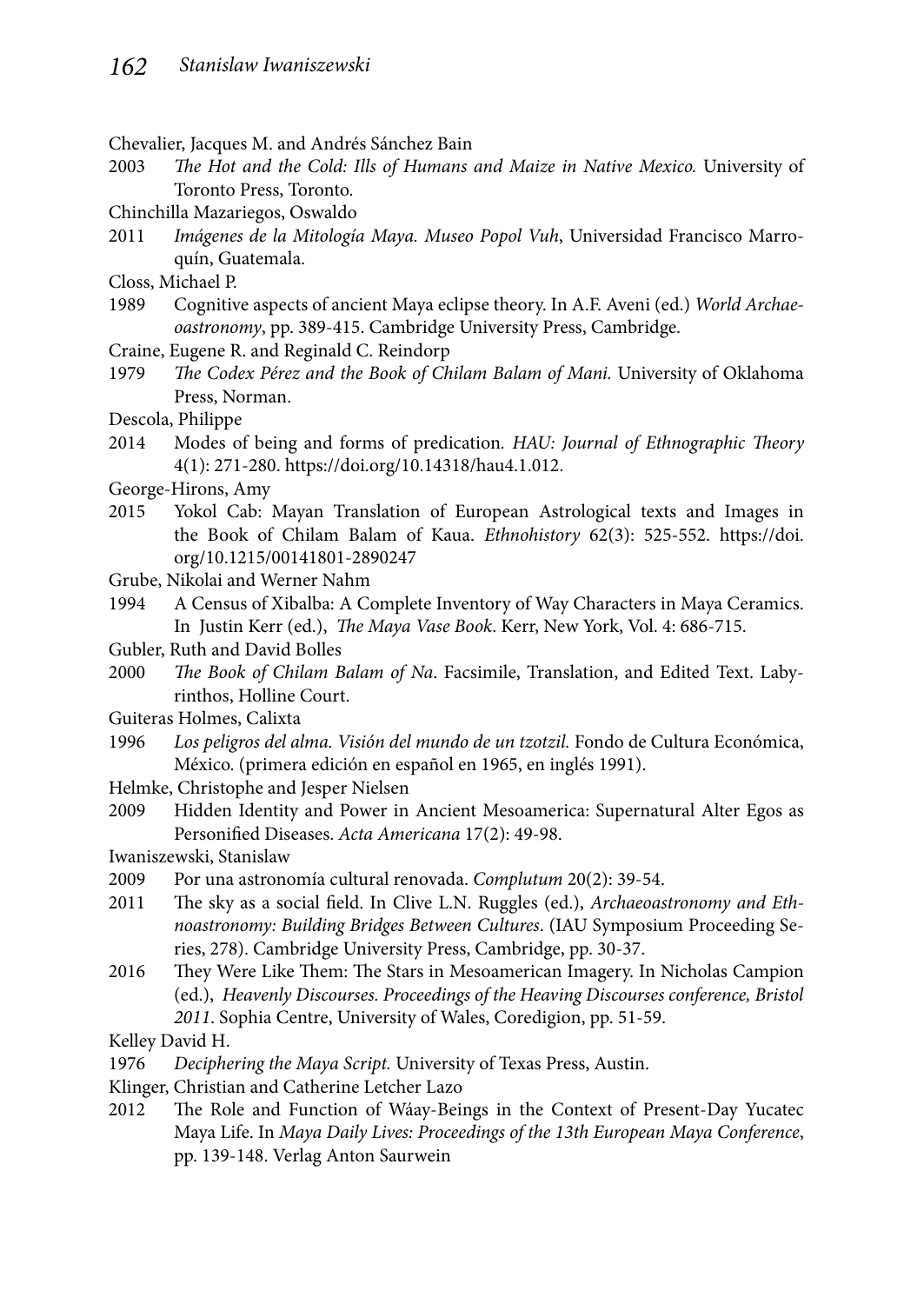Chevalier, Jacques M. and Andrés Sánchez Bain

2003 *The Hot and the Cold: Ills of Humans and Maize in Native Mexico.* University of Toronto Press, Toronto.

Chinchilla Mazariegos, Oswaldo

2011 *Imágenes de la Mitología Maya. Museo Popol Vuh*, Universidad Francisco Marroquín, Guatemala.

Closs, Michael P.

1989 Cognitive aspects of ancient Maya eclipse theory. In A.F. Aveni (ed.) *World Archaeoastronomy*, pp. 389-415. Cambridge University Press, Cambridge.

Craine, Eugene R. and Reginald C. Reindorp

1979 *The Codex Pérez and the Book of Chilam Balam of Mani.* University of Oklahoma Press, Norman.

Descola, Philippe

2014 Modes of being and forms of predication. *HAU: Journal of Ethnographic Theory* 4(1): 271-280. https://doi.org/10.14318/hau4.1.012.

George-Hirons, Amy

2015 Yokol Cab: Mayan Translation of European Astrological texts and Images in the Book of Chilam Balam of Kaua. *Ethnohistory* 62(3): 525-552. https://doi.org/10.1215/00141801-2890247

Grube, Nikolai and Werner Nahm

1994 A Census of Xibalba: A Complete Inventory of Way Characters in Maya Ceramics. In Justin Kerr (ed.), *The Maya Vase Book*. Kerr, New York, Vol. 4: 686-715.

Gubler, Ruth and David Bolles

2000 *The Book of Chilam Balam of Na*. Facsimile, Translation, and Edited Text. Labyrinthos, Holline Court.

Guiteras Holmes, Calixta

1996 *Los peligros del alma. Visión del mundo de un tzotzil.* Fondo de Cultura Económica, México. (primera edición en español en 1965, en inglés 1991).

Helmke, Christophe and Jesper Nielsen

2009 Hidden Identity and Power in Ancient Mesoamerica: Supernatural Alter Egos as Personified Diseases. *Acta Americana* 17(2): 49-98.

Iwaniszewski, Stanislaw

2009 Por una astronomía cultural renovada. *Complutum* 20(2): 39-54.

2011 The sky as a social field. In Clive L.N. Ruggles (ed.), *Archaeoastronomy and Ethnoastronomy: Building Bridges Between Cultures*. (IAU Symposium Proceeding Series, 278). Cambridge University Press, Cambridge, pp. 30-37.

2016 They Were Like Them: The Stars in Mesoamerican Imagery. In Nicholas Campion (ed.), *Heavenly Discourses. Proceedings of the Heaving Discourses conference, Bristol 2011*. Sophia Centre, University of Wales, Coredigion, pp. 51-59.

Kelley David H.

1976 *Deciphering the Maya Script.* University of Texas Press, Austin.

Klinger, Christian and Catherine Letcher Lazo

2012 The Role and Function of Wáay-Beings in the Context of Present-Day Yucatec Maya Life. In *Maya Daily Lives: Proceedings of the 13th European Maya Conference*, pp. 139-148. Verlag Anton Saurwein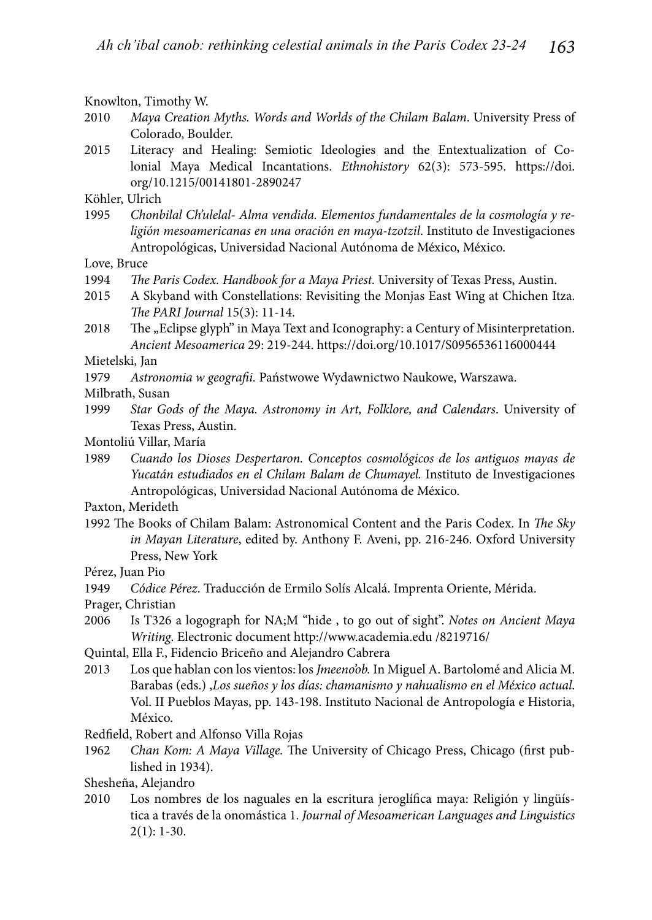Knowlton, Timothy W.

2010 *Maya Creation Myths. Words and Worlds of the Chilam Balam*. University Press of Colorado, Boulder.

2015 Literacy and Healing: Semiotic Ideologies and the Entextualization of Colonial Maya Medical Incantations. *Ethnohistory* 62(3): 573-595. https://doi.org/10.1215/00141801-2890247

Köhler, Ulrich

1995 *Chonbilal Ch'ulelal- Alma vendida. Elementos fundamentales de la cosmología y religión mesoamericanas en una oración en maya-tzotzil*. Instituto de Investigaciones Antropológicas, Universidad Nacional Autónoma de México, México.

Love, Bruce

1994 *The Paris Codex. Handbook for a Maya Priest*. University of Texas Press, Austin.

2015 A Skyband with Constellations: Revisiting the Monjas East Wing at Chichen Itza. *The PARI Journal* 15(3): 11-14.

2018 The „Eclipse glyph" in Maya Text and Iconography: a Century of Misinterpretation. *Ancient Mesoamerica* 29: 219-244. https://doi.org/10.1017/S0956536116000444

Mietelski, Jan

1979 *Astronomia w geografii.* Państwowe Wydawnictwo Naukowe, Warszawa.

Milbrath, Susan

1999 *Star Gods of the Maya. Astronomy in Art, Folklore, and Calendars*. University of Texas Press, Austin.

Montoliú Villar, María

1989 *Cuando los Dioses Despertaron. Conceptos cosmológicos de los antiguos mayas de Yucatán estudiados en el Chilam Balam de Chumayel.* Instituto de Investigaciones Antropológicas, Universidad Nacional Autónoma de México.

Paxton, Merideth

1992 The Books of Chilam Balam: Astronomical Content and the Paris Codex. In *The Sky in Mayan Literature*, edited by. Anthony F. Aveni, pp. 216-246. Oxford University Press, New York

Pérez, Juan Pio

1949 *Códice Pérez*. Traducción de Ermilo Solís Alcalá. Imprenta Oriente, Mérida.

Prager, Christian

2006 Is T326 a logograph for NA;M "hide , to go out of sight". *Notes on Ancient Maya Writing.* Electronic document http://www.academia.edu /8219716/

Quintal, Ella F., Fidencio Briceño and Alejandro Cabrera

2013 Los que hablan con los vientos: los *Jmeeno'ob.* In Miguel A. Bartolomé and Alicia M. Barabas (eds.) ,*Los sueños y los días: chamanismo y nahualismo en el México actual.* Vol. II Pueblos Mayas, pp. 143-198. Instituto Nacional de Antropología e Historia, México.

Redfield, Robert and Alfonso Villa Rojas

1962 *Chan Kom: A Maya Village.* The University of Chicago Press, Chicago (first published in 1934).

Shesheña, Alejandro

2010 Los nombres de los naguales en la escritura jeroglífica maya: Religión y lingüística a través de la onomástica 1. *Journal of Mesoamerican Languages and Linguistics* 2(1): 1-30.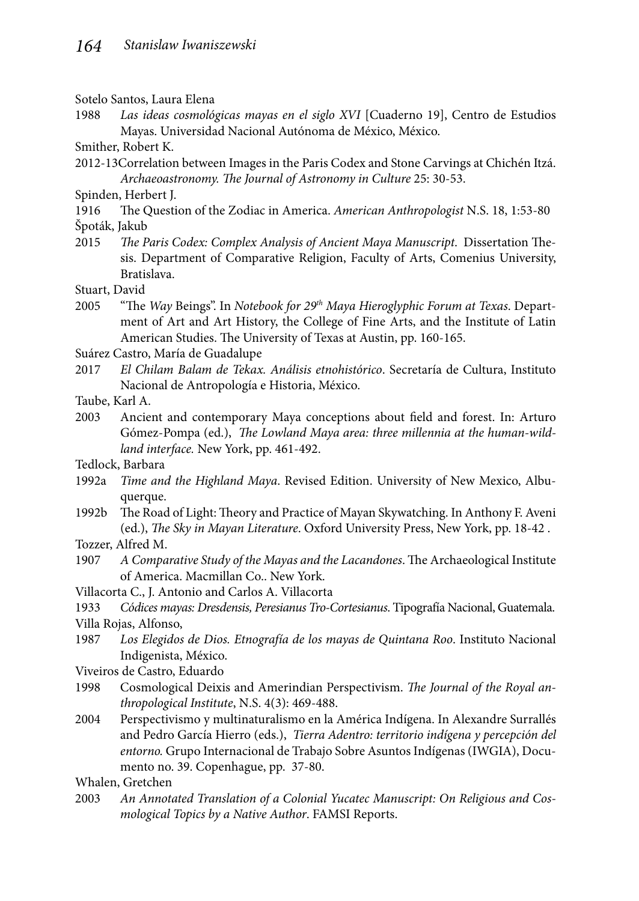Sotelo Santos, Laura Elena

1988 *Las ideas cosmológicas mayas en el siglo XVI* [Cuaderno 19], Centro de Estudios Mayas. Universidad Nacional Autónoma de México, México.

Smither, Robert K.

2012-13 Correlation between Images in the Paris Codex and Stone Carvings at Chichén Itzá. *Archaeoastronomy. The Journal of Astronomy in Culture* 25: 30-53.

Spinden, Herbert J.

1916 The Question of the Zodiac in America. *American Anthropologist* N.S. 18, 1:53-80

Špoták, Jakub

2015 *The Paris Codex: Complex Analysis of Ancient Maya Manuscript*. Dissertation Thesis. Department of Comparative Religion, Faculty of Arts, Comenius University, Bratislava.

Stuart, David

2005 "The *Way* Beings". In *Notebook for 29th Maya Hieroglyphic Forum at Texas*. Department of Art and Art History, the College of Fine Arts, and the Institute of Latin American Studies. The University of Texas at Austin, pp. 160-165.

Suárez Castro, María de Guadalupe

2017 *El Chilam Balam de Tekax. Análisis etnohistórico*. Secretaría de Cultura, Instituto Nacional de Antropología e Historia, México.

Taube, Karl A.

2003 Ancient and contemporary Maya conceptions about field and forest. In: Arturo Gómez-Pompa (ed.), *The Lowland Maya area: three millennia at the human-wildland interface.* New York, pp. 461-492.

Tedlock, Barbara

1992a *Time and the Highland Maya*. Revised Edition. University of New Mexico, Albuquerque.

1992b The Road of Light: Theory and Practice of Mayan Skywatching. In Anthony F. Aveni (ed.), *The Sky in Mayan Literature*. Oxford University Press, New York, pp. 18-42 .

Tozzer, Alfred M.

1907 *A Comparative Study of the Mayas and the Lacandones*. The Archaeological Institute of America. Macmillan Co.. New York.

Villacorta C., J. Antonio and Carlos A. Villacorta

1933 *Códices mayas: Dresdensis, Peresianus Tro-Cortesianus*. Tipografía Nacional, Guatemala.

Villa Rojas, Alfonso,

1987 *Los Elegidos de Dios. Etnografía de los mayas de Quintana Roo*. Instituto Nacional Indigenista, México.

Viveiros de Castro, Eduardo

1998 Cosmological Deixis and Amerindian Perspectivism. *The Journal of the Royal anthropological Institute*, N.S. 4(3): 469-488.

2004 Perspectivismo y multinaturalismo en la América Indígena. In Alexandre Surrallés and Pedro García Hierro (eds.), *Tierra Adentro: territorio indígena y percepción del entorno.* Grupo Internacional de Trabajo Sobre Asuntos Indígenas (IWGIA), Documento no. 39. Copenhague, pp. 37-80.

Whalen, Gretchen

2003 *An Annotated Translation of a Colonial Yucatec Manuscript: On Religious and Cosmological Topics by a Native Author*. FAMSI Reports.